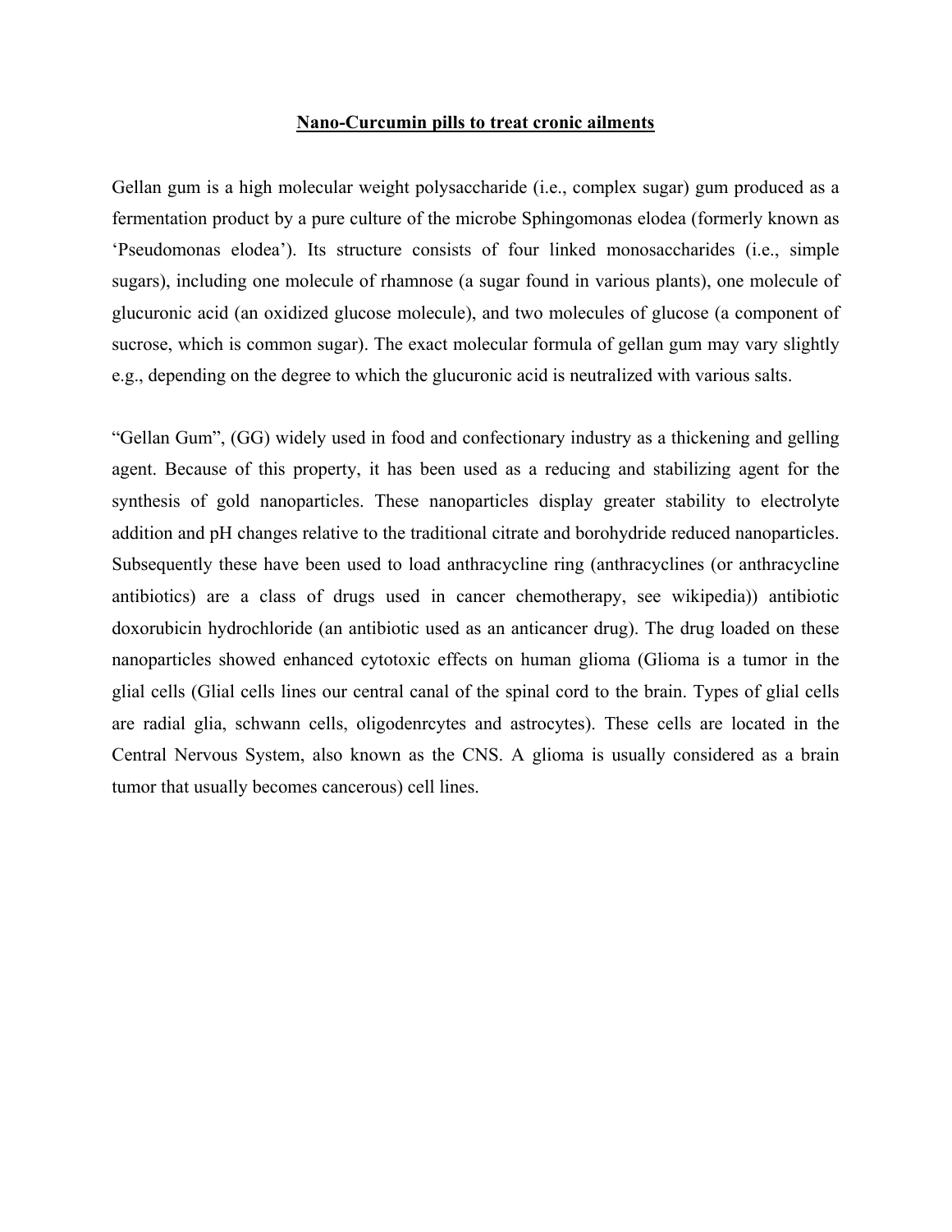# <u>**Nano-Curcumin pills to treat cronic ailments**</u>

Gellan gum is a high molecular weight polysaccharide (i.e., complex sugar) gum produced as a fermentation product by a pure culture of the microbe Sphingomonas elodea (formerly known as 'Pseudomonas elodea'). Its structure consists of four linked monosaccharides (i.e., simple sugars), including one molecule of rhamnose (a sugar found in various plants), one molecule of glucuronic acid (an oxidized glucose molecule), and two molecules of glucose (a component of sucrose, which is common sugar). The exact molecular formula of gellan gum may vary slightly e.g., depending on the degree to which the glucuronic acid is neutralized with various salts.

"Gellan Gum", (GG) widely used in food and confectionary industry as a thickening and gelling agent. Because of this property, it has been used as a reducing and stabilizing agent for the synthesis of gold nanoparticles. These nanoparticles display greater stability to electrolyte addition and pH changes relative to the traditional citrate and borohydride reduced nanoparticles. Subsequently these have been used to load anthracycline ring (anthracyclines (or anthracycline antibiotics) are a class of drugs used in cancer chemotherapy, see wikipedia)) antibiotic doxorubicin hydrochloride (an antibiotic used as an anticancer drug). The drug loaded on these nanoparticles showed enhanced cytotoxic effects on human glioma (Glioma is a tumor in the glial cells (Glial cells lines our central canal of the spinal cord to the brain. Types of glial cells are radial glia, schwann cells, oligodenrcytes and astrocytes). These cells are located in the Central Nervous System, also known as the CNS. A glioma is usually considered as a brain tumor that usually becomes cancerous) cell lines.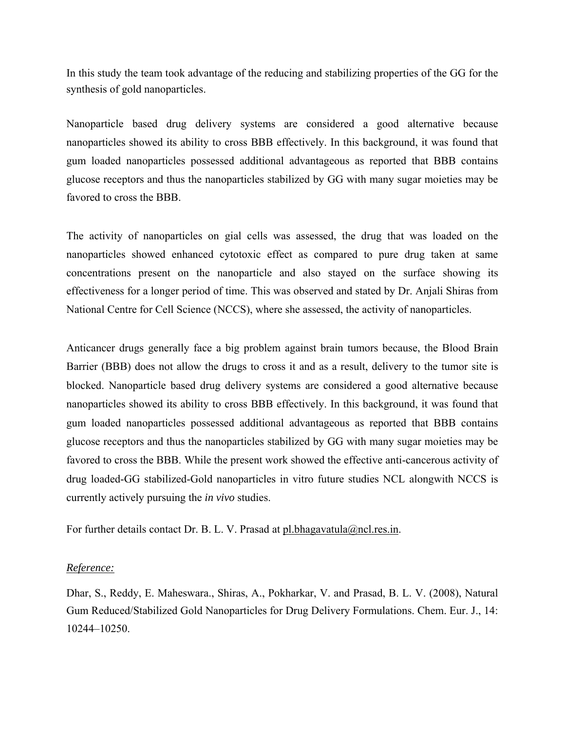In this study the team took advantage of the reducing and stabilizing properties of the GG for the synthesis of gold nanoparticles.

Nanoparticle based drug delivery systems are considered a good alternative because nanoparticles showed its ability to cross BBB effectively. In this background, it was found that gum loaded nanoparticles possessed additional advantageous as reported that BBB contains glucose receptors and thus the nanoparticles stabilized by GG with many sugar moieties may be favored to cross the BBB.

The activity of nanoparticles on gial cells was assessed, the drug that was loaded on the nanoparticles showed enhanced cytotoxic effect as compared to pure drug taken at same concentrations present on the nanoparticle and also stayed on the surface showing its effectiveness for a longer period of time. This was observed and stated by Dr. Anjali Shiras from National Centre for Cell Science (NCCS), where she assessed, the activity of nanoparticles.

Anticancer drugs generally face a big problem against brain tumors because, the Blood Brain Barrier (BBB) does not allow the drugs to cross it and as a result, delivery to the tumor site is blocked. Nanoparticle based drug delivery systems are considered a good alternative because nanoparticles showed its ability to cross BBB effectively. In this background, it was found that gum loaded nanoparticles possessed additional advantageous as reported that BBB contains glucose receptors and thus the nanoparticles stabilized by GG with many sugar moieties may be favored to cross the BBB. While the present work showed the effective anti-cancerous activity of drug loaded-GG stabilized-Gold nanoparticles in vitro future studies NCL alongwith NCCS is currently actively pursuing the *in vivo* studies.

For further details contact Dr. B. L. V. Prasad at pl.bhagavatula@ncl.res.in.

*Reference:*

Dhar, S., Reddy, E. Maheswara., Shiras, A., Pokharkar, V. and Prasad, B. L. V. (2008), Natural Gum Reduced/Stabilized Gold Nanoparticles for Drug Delivery Formulations. Chem. Eur. J., 14: 10244–10250.